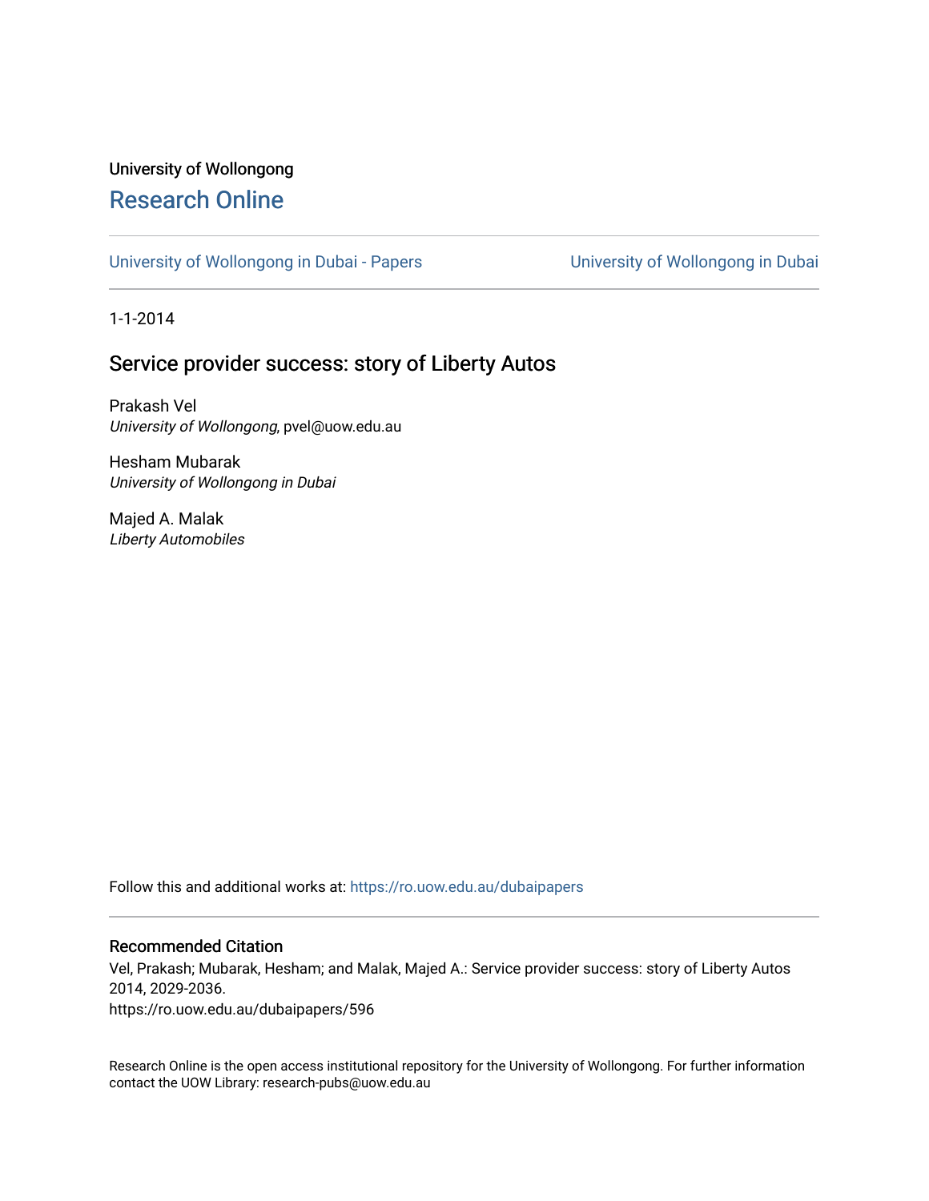University of Wollongong

# Research Online

University of Wollongong in Dubai - Papers | University of Wollongong in Dubai

1-1-2014

## Service provider success: story of Liberty Autos

Prakash Vel
*University of Wollongong*, pvel@uow.edu.au

Hesham Mubarak
*University of Wollongong in Dubai*

Majed A. Malak
*Liberty Automobiles*

Follow this and additional works at: https://ro.uow.edu.au/dubaipapers

### Recommended Citation

Vel, Prakash; Mubarak, Hesham; and Malak, Majed A.: Service provider success: story of Liberty Autos 2014, 2029-2036.
https://ro.uow.edu.au/dubaipapers/596

Research Online is the open access institutional repository for the University of Wollongong. For further information contact the UOW Library: research-pubs@uow.edu.au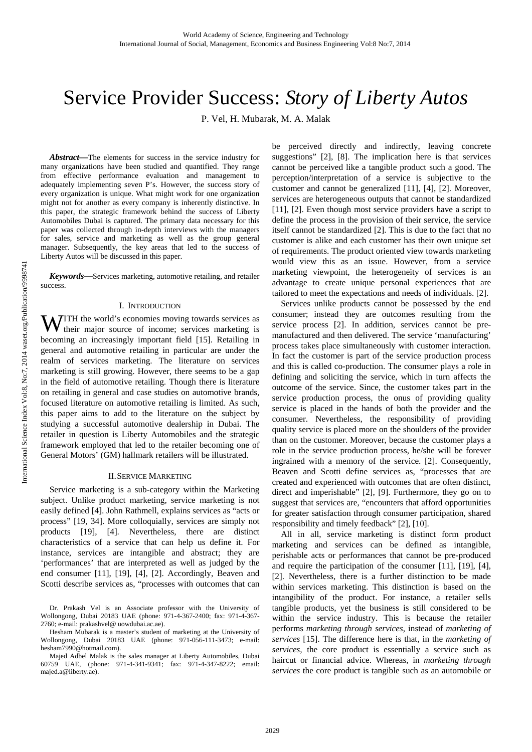# Service Provider Success: *Story of Liberty Autos*

P. Vel, H. Mubarak, M. A. Malak

***Abstract*—**The elements for success in the service industry for many organizations have been studied and quantified. They range from effective performance evaluation and management to adequately implementing seven P's. However, the success story of every organization is unique. What might work for one organization might not for another as every company is inherently distinctive. In this paper, the strategic framework behind the success of Liberty Automobiles Dubai is captured. The primary data necessary for this paper was collected through in-depth interviews with the managers for sales, service and marketing as well as the group general manager. Subsequently, the key areas that led to the success of Liberty Autos will be discussed in this paper.

***Keywords*—**Services marketing, automotive retailing, and retailer success.

## I. Introduction

With the world's economies moving towards services as their major source of income; services marketing is becoming an increasingly important field [15]. Retailing in general and automotive retailing in particular are under the realm of services marketing. The literature on services marketing is still growing. However, there seems to be a gap in the field of automotive retailing. Though there is literature on retailing in general and case studies on automotive brands, focused literature on automotive retailing is limited. As such, this paper aims to add to the literature on the subject by studying a successful automotive dealership in Dubai. The retailer in question is Liberty Automobiles and the strategic framework employed that led to the retailer becoming one of General Motors' (GM) hallmark retailers will be illustrated.

## II. Service Marketing

Service marketing is a sub-category within the Marketing subject. Unlike product marketing, service marketing is not easily defined [4]. John Rathmell, explains services as "acts or process" [19, 34]. More colloquially, services are simply not products [19], [4]. Nevertheless, there are distinct characteristics of a service that can help us define it. For instance, services are intangible and abstract; they are 'performances' that are interpreted as well as judged by the end consumer [11], [19], [4], [2]. Accordingly, Beaven and Scotti describe services as, "processes with outcomes that can be perceived directly and indirectly, leaving concrete suggestions" [2], [8]. The implication here is that services cannot be perceived like a tangible product such a good. The perception/interpretation of a service is subjective to the customer and cannot be generalized [11], [4], [2]. Moreover, services are heterogeneous outputs that cannot be standardized [11], [2]. Even though most service providers have a script to define the process in the provision of their service, the service itself cannot be standardized [2]. This is due to the fact that no customer is alike and each customer has their own unique set of requirements. The product oriented view towards marketing would view this as an issue. However, from a service marketing viewpoint, the heterogeneity of services is an advantage to create unique personal experiences that are tailored to meet the expectations and needs of individuals. [2].

Services unlike products cannot be possessed by the end consumer; instead they are outcomes resulting from the service process [2]. In addition, services cannot be pre-manufactured and then delivered. The service 'manufacturing' process takes place simultaneously with customer interaction. In fact the customer is part of the service production process and this is called co-production. The consumer plays a role in defining and soliciting the service, which in turn affects the outcome of the service. Since, the customer takes part in the service production process, the onus of providing quality service is placed in the hands of both the provider and the consumer. Nevertheless, the responsibility of providing quality service is placed more on the shoulders of the provider than on the customer. Moreover, because the customer plays a role in the service production process, he/she will be forever ingrained with a memory of the service. [2]. Consequently, Beaven and Scotti define services as, "processes that are created and experienced with outcomes that are often distinct, direct and imperishable" [2], [9]. Furthermore, they go on to suggest that services are, "encounters that afford opportunities for greater satisfaction through consumer participation, shared responsibility and timely feedback" [2], [10].

All in all, service marketing is distinct form product marketing and services can be defined as intangible, perishable acts or performances that cannot be pre-produced and require the participation of the consumer [11], [19], [4], [2]. Nevertheless, there is a further distinction to be made within services marketing. This distinction is based on the intangibility of the product. For instance, a retailer sells tangible products, yet the business is still considered to be within the service industry. This is because the retailer performs *marketing through services*, instead of *marketing of services* [15]. The difference here is that, in the *marketing of services*, the core product is essentially a service such as haircut or financial advice. Whereas, in *marketing through services* the core product is tangible such as an automobile or

Dr. Prakash Vel is an Associate professor with the University of Wollongong, Dubai 20183 UAE (phone: 971-4-367-2400; fax: 971-4-367-2760; e-mail: prakashvel@ uowdubai.ac.ae).

Hesham Mubarak is a master's student of marketing at the University of Wollongong, Dubai 20183 UAE (phone: 971-056-111-3473; e-mail: hesham7990@hotmail.com).

Majed Adbel Malak is the sales manager at Liberty Automobiles, Dubai 60759 UAE, (phone: 971-4-341-9341; fax: 971-4-347-8222; email: majed.a@liberty.ae).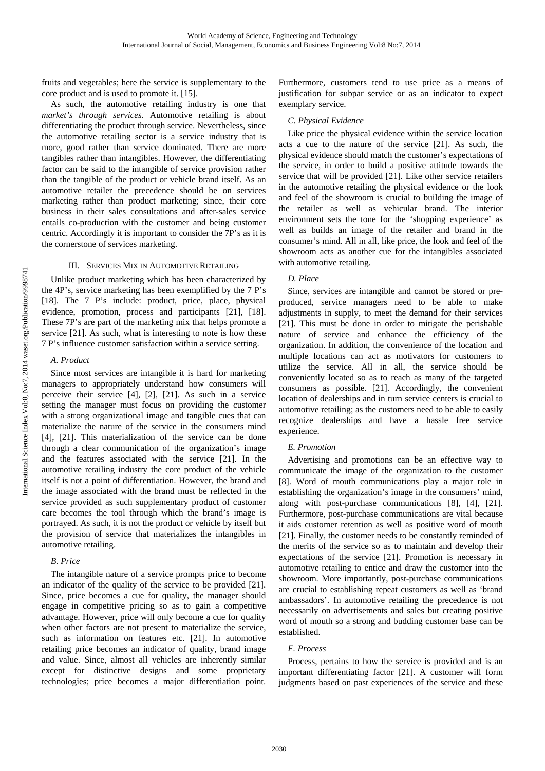fruits and vegetables; here the service is supplementary to the core product and is used to promote it. [15].

As such, the automotive retailing industry is one that *market's through services*. Automotive retailing is about differentiating the product through service. Nevertheless, since the automotive retailing sector is a service industry that is more, good rather than service dominated. There are more tangibles rather than intangibles. However, the differentiating factor can be said to the intangible of service provision rather than the tangible of the product or vehicle brand itself. As an automotive retailer the precedence should be on services marketing rather than product marketing; since, their core business in their sales consultations and after-sales service entails co-production with the customer and being customer centric. Accordingly it is important to consider the 7P's as it is the cornerstone of services marketing.

## III. Services Mix in Automotive Retailing

Unlike product marketing which has been characterized by the 4P's, service marketing has been exemplified by the 7 P's [18]. The 7 P's include: product, price, place, physical evidence, promotion, process and participants [21], [18]. These 7P's are part of the marketing mix that helps promote a service [21]. As such, what is interesting to note is how these 7 P's influence customer satisfaction within a service setting.

### *A. Product*

Since most services are intangible it is hard for marketing managers to appropriately understand how consumers will perceive their service [4], [2], [21]. As such in a service setting the manager must focus on providing the customer with a strong organizational image and tangible cues that can materialize the nature of the service in the consumers mind [4], [21]. This materialization of the service can be done through a clear communication of the organization's image and the features associated with the service [21]. In the automotive retailing industry the core product of the vehicle itself is not a point of differentiation. However, the brand and the image associated with the brand must be reflected in the service provided as such supplementary product of customer care becomes the tool through which the brand's image is portrayed. As such, it is not the product or vehicle by itself but the provision of service that materializes the intangibles in automotive retailing.

### *B. Price*

The intangible nature of a service prompts price to become an indicator of the quality of the service to be provided [21]. Since, price becomes a cue for quality, the manager should engage in competitive pricing so as to gain a competitive advantage. However, price will only become a cue for quality when other factors are not present to materialize the service, such as information on features etc. [21]. In automotive retailing price becomes an indicator of quality, brand image and value. Since, almost all vehicles are inherently similar except for distinctive designs and some proprietary technologies; price becomes a major differentiation point. Furthermore, customers tend to use price as a means of justification for subpar service or as an indicator to expect exemplary service.

### *C. Physical Evidence*

Like price the physical evidence within the service location acts a cue to the nature of the service [21]. As such, the physical evidence should match the customer's expectations of the service, in order to build a positive attitude towards the service that will be provided [21]. Like other service retailers in the automotive retailing the physical evidence or the look and feel of the showroom is crucial to building the image of the retailer as well as vehicular brand. The interior environment sets the tone for the 'shopping experience' as well as builds an image of the retailer and brand in the consumer's mind. All in all, like price, the look and feel of the showroom acts as another cue for the intangibles associated with automotive retailing.

### *D. Place*

Since, services are intangible and cannot be stored or pre-produced, service managers need to be able to make adjustments in supply, to meet the demand for their services [21]. This must be done in order to mitigate the perishable nature of service and enhance the efficiency of the organization. In addition, the convenience of the location and multiple locations can act as motivators for customers to utilize the service. All in all, the service should be conveniently located so as to reach as many of the targeted consumers as possible. [21]. Accordingly, the convenient location of dealerships and in turn service centers is crucial to automotive retailing; as the customers need to be able to easily recognize dealerships and have a hassle free service experience.

### *E. Promotion*

Advertising and promotions can be an effective way to communicate the image of the organization to the customer [8]. Word of mouth communications play a major role in establishing the organization's image in the consumers' mind, along with post-purchase communications [8], [4], [21]. Furthermore, post-purchase communications are vital because it aids customer retention as well as positive word of mouth [21]. Finally, the customer needs to be constantly reminded of the merits of the service so as to maintain and develop their expectations of the service [21]. Promotion is necessary in automotive retailing to entice and draw the customer into the showroom. More importantly, post-purchase communications are crucial to establishing repeat customers as well as 'brand ambassadors'. In automotive retailing the precedence is not necessarily on advertisements and sales but creating positive word of mouth so a strong and budding customer base can be established.

### *F. Process*

Process, pertains to how the service is provided and is an important differentiating factor [21]. A customer will form judgments based on past experiences of the service and these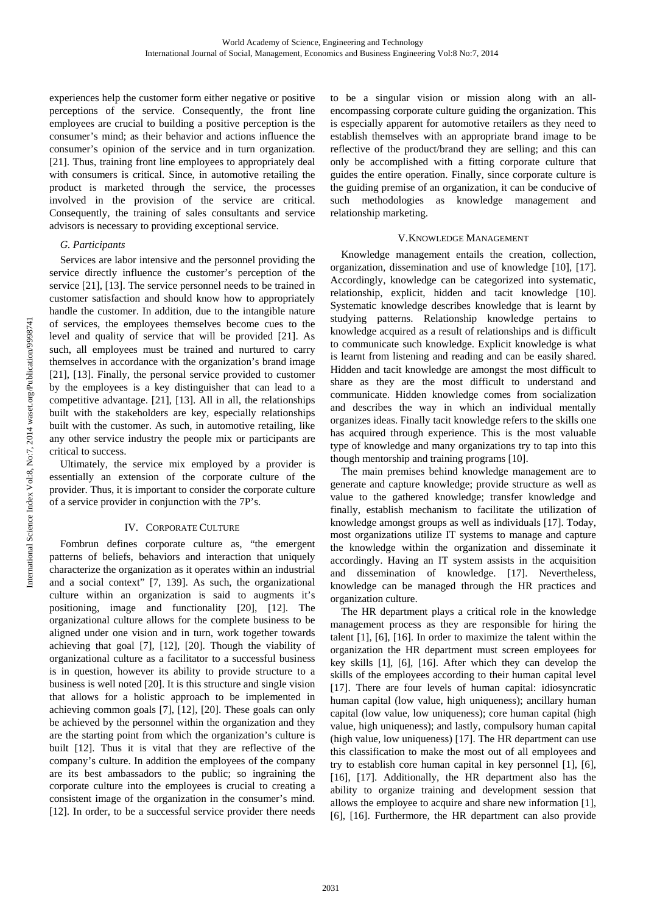experiences help the customer form either negative or positive perceptions of the service. Consequently, the front line employees are crucial to building a positive perception is the consumer's mind; as their behavior and actions influence the consumer's opinion of the service and in turn organization. [21]. Thus, training front line employees to appropriately deal with consumers is critical. Since, in automotive retailing the product is marketed through the service, the processes involved in the provision of the service are critical. Consequently, the training of sales consultants and service advisors is necessary to providing exceptional service.

### *G. Participants*

Services are labor intensive and the personnel providing the service directly influence the customer's perception of the service [21], [13]. The service personnel needs to be trained in customer satisfaction and should know how to appropriately handle the customer. In addition, due to the intangible nature of services, the employees themselves become cues to the level and quality of service that will be provided [21]. As such, all employees must be trained and nurtured to carry themselves in accordance with the organization's brand image [21], [13]. Finally, the personal service provided to customer by the employees is a key distinguisher that can lead to a competitive advantage. [21], [13]. All in all, the relationships built with the stakeholders are key, especially relationships built with the customer. As such, in automotive retailing, like any other service industry the people mix or participants are critical to success.

Ultimately, the service mix employed by a provider is essentially an extension of the corporate culture of the provider. Thus, it is important to consider the corporate culture of a service provider in conjunction with the 7P's.

## IV. Corporate Culture

Fombrun defines corporate culture as, "the emergent patterns of beliefs, behaviors and interaction that uniquely characterize the organization as it operates within an industrial and a social context" [7, 139]. As such, the organizational culture within an organization is said to augments it's positioning, image and functionality [20], [12]. The organizational culture allows for the complete business to be aligned under one vision and in turn, work together towards achieving that goal [7], [12], [20]. Though the viability of organizational culture as a facilitator to a successful business is in question, however its ability to provide structure to a business is well noted [20]. It is this structure and single vision that allows for a holistic approach to be implemented in achieving common goals [7], [12], [20]. These goals can only be achieved by the personnel within the organization and they are the starting point from which the organization's culture is built [12]. Thus it is vital that they are reflective of the company's culture. In addition the employees of the company are its best ambassadors to the public; so ingraining the corporate culture into the employees is crucial to creating a consistent image of the organization in the consumer's mind. [12]. In order, to be a successful service provider there needs to be a singular vision or mission along with an all-encompassing corporate culture guiding the organization. This is especially apparent for automotive retailers as they need to establish themselves with an appropriate brand image to be reflective of the product/brand they are selling; and this can only be accomplished with a fitting corporate culture that guides the entire operation. Finally, since corporate culture is the guiding premise of an organization, it can be conducive of such methodologies as knowledge management and relationship marketing.

## V. Knowledge Management

Knowledge management entails the creation, collection, organization, dissemination and use of knowledge [10], [17]. Accordingly, knowledge can be categorized into systematic, relationship, explicit, hidden and tacit knowledge [10]. Systematic knowledge describes knowledge that is learnt by studying patterns. Relationship knowledge pertains to knowledge acquired as a result of relationships and is difficult to communicate such knowledge. Explicit knowledge is what is learnt from listening and reading and can be easily shared. Hidden and tacit knowledge are amongst the most difficult to share as they are the most difficult to understand and communicate. Hidden knowledge comes from socialization and describes the way in which an individual mentally organizes ideas. Finally tacit knowledge refers to the skills one has acquired through experience. This is the most valuable type of knowledge and many organizations try to tap into this though mentorship and training programs [10].

The main premises behind knowledge management are to generate and capture knowledge; provide structure as well as value to the gathered knowledge; transfer knowledge and finally, establish mechanism to facilitate the utilization of knowledge amongst groups as well as individuals [17]. Today, most organizations utilize IT systems to manage and capture the knowledge within the organization and disseminate it accordingly. Having an IT system assists in the acquisition and dissemination of knowledge. [17]. Nevertheless, knowledge can be managed through the HR practices and organization culture.

The HR department plays a critical role in the knowledge management process as they are responsible for hiring the talent [1], [6], [16]. In order to maximize the talent within the organization the HR department must screen employees for key skills [1], [6], [16]. After which they can develop the skills of the employees according to their human capital level [17]. There are four levels of human capital: idiosyncratic human capital (low value, high uniqueness); ancillary human capital (low value, low uniqueness); core human capital (high value, high uniqueness); and lastly, compulsory human capital (high value, low uniqueness) [17]. The HR department can use this classification to make the most out of all employees and try to establish core human capital in key personnel [1], [6], [16], [17]. Additionally, the HR department also has the ability to organize training and development session that allows the employee to acquire and share new information [1], [6], [16]. Furthermore, the HR department can also provide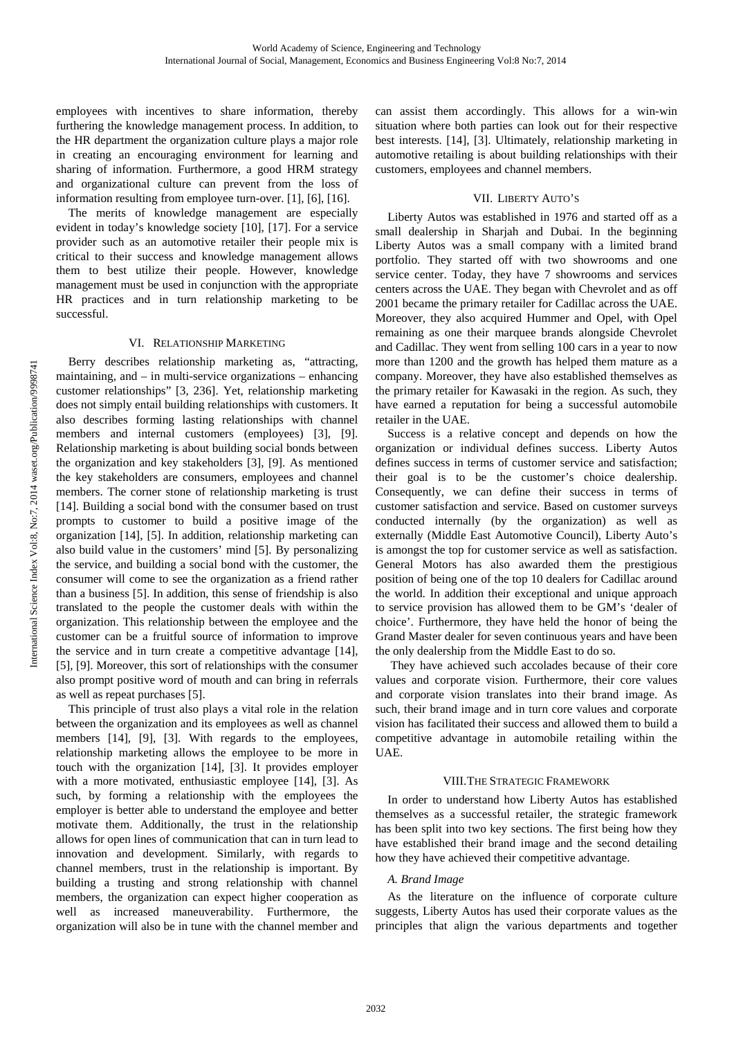employees with incentives to share information, thereby furthering the knowledge management process. In addition, to the HR department the organization culture plays a major role in creating an encouraging environment for learning and sharing of information. Furthermore, a good HRM strategy and organizational culture can prevent from the loss of information resulting from employee turn-over. [1], [6], [16].

The merits of knowledge management are especially evident in today's knowledge society [10], [17]. For a service provider such as an automotive retailer their people mix is critical to their success and knowledge management allows them to best utilize their people. However, knowledge management must be used in conjunction with the appropriate HR practices and in turn relationship marketing to be successful.

## VI. Relationship Marketing

Berry describes relationship marketing as, "attracting, maintaining, and – in multi-service organizations – enhancing customer relationships" [3, 236]. Yet, relationship marketing does not simply entail building relationships with customers. It also describes forming lasting relationships with channel members and internal customers (employees) [3], [9]. Relationship marketing is about building social bonds between the organization and key stakeholders [3], [9]. As mentioned the key stakeholders are consumers, employees and channel members. The corner stone of relationship marketing is trust [14]. Building a social bond with the consumer based on trust prompts to customer to build a positive image of the organization [14], [5]. In addition, relationship marketing can also build value in the customers' mind [5]. By personalizing the service, and building a social bond with the customer, the consumer will come to see the organization as a friend rather than a business [5]. In addition, this sense of friendship is also translated to the people the customer deals with within the organization. This relationship between the employee and the customer can be a fruitful source of information to improve the service and in turn create a competitive advantage [14], [5], [9]. Moreover, this sort of relationships with the consumer also prompt positive word of mouth and can bring in referrals as well as repeat purchases [5].

This principle of trust also plays a vital role in the relation between the organization and its employees as well as channel members [14], [9], [3]. With regards to the employees, relationship marketing allows the employee to be more in touch with the organization [14], [3]. It provides employer with a more motivated, enthusiastic employee [14], [3]. As such, by forming a relationship with the employees the employer is better able to understand the employee and better motivate them. Additionally, the trust in the relationship allows for open lines of communication that can in turn lead to innovation and development. Similarly, with regards to channel members, trust in the relationship is important. By building a trusting and strong relationship with channel members, the organization can expect higher cooperation as well as increased maneuverability. Furthermore, the organization will also be in tune with the channel member and can assist them accordingly. This allows for a win-win situation where both parties can look out for their respective best interests. [14], [3]. Ultimately, relationship marketing in automotive retailing is about building relationships with their customers, employees and channel members.

## VII. Liberty Auto's

Liberty Autos was established in 1976 and started off as a small dealership in Sharjah and Dubai. In the beginning Liberty Autos was a small company with a limited brand portfolio. They started off with two showrooms and one service center. Today, they have 7 showrooms and services centers across the UAE. They began with Chevrolet and as off 2001 became the primary retailer for Cadillac across the UAE. Moreover, they also acquired Hummer and Opel, with Opel remaining as one their marquee brands alongside Chevrolet and Cadillac. They went from selling 100 cars in a year to now more than 1200 and the growth has helped them mature as a company. Moreover, they have also established themselves as the primary retailer for Kawasaki in the region. As such, they have earned a reputation for being a successful automobile retailer in the UAE.

Success is a relative concept and depends on how the organization or individual defines success. Liberty Autos defines success in terms of customer service and satisfaction; their goal is to be the customer's choice dealership. Consequently, we can define their success in terms of customer satisfaction and service. Based on customer surveys conducted internally (by the organization) as well as externally (Middle East Automotive Council), Liberty Auto's is amongst the top for customer service as well as satisfaction. General Motors has also awarded them the prestigious position of being one of the top 10 dealers for Cadillac around the world. In addition their exceptional and unique approach to service provision has allowed them to be GM's 'dealer of choice'. Furthermore, they have held the honor of being the Grand Master dealer for seven continuous years and have been the only dealership from the Middle East to do so.

They have achieved such accolades because of their core values and corporate vision. Furthermore, their core values and corporate vision translates into their brand image. As such, their brand image and in turn core values and corporate vision has facilitated their success and allowed them to build a competitive advantage in automobile retailing within the UAE.

## VIII. The Strategic Framework

In order to understand how Liberty Autos has established themselves as a successful retailer, the strategic framework has been split into two key sections. The first being how they have established their brand image and the second detailing how they have achieved their competitive advantage.

### *A. Brand Image*

As the literature on the influence of corporate culture suggests, Liberty Autos has used their corporate values as the principles that align the various departments and together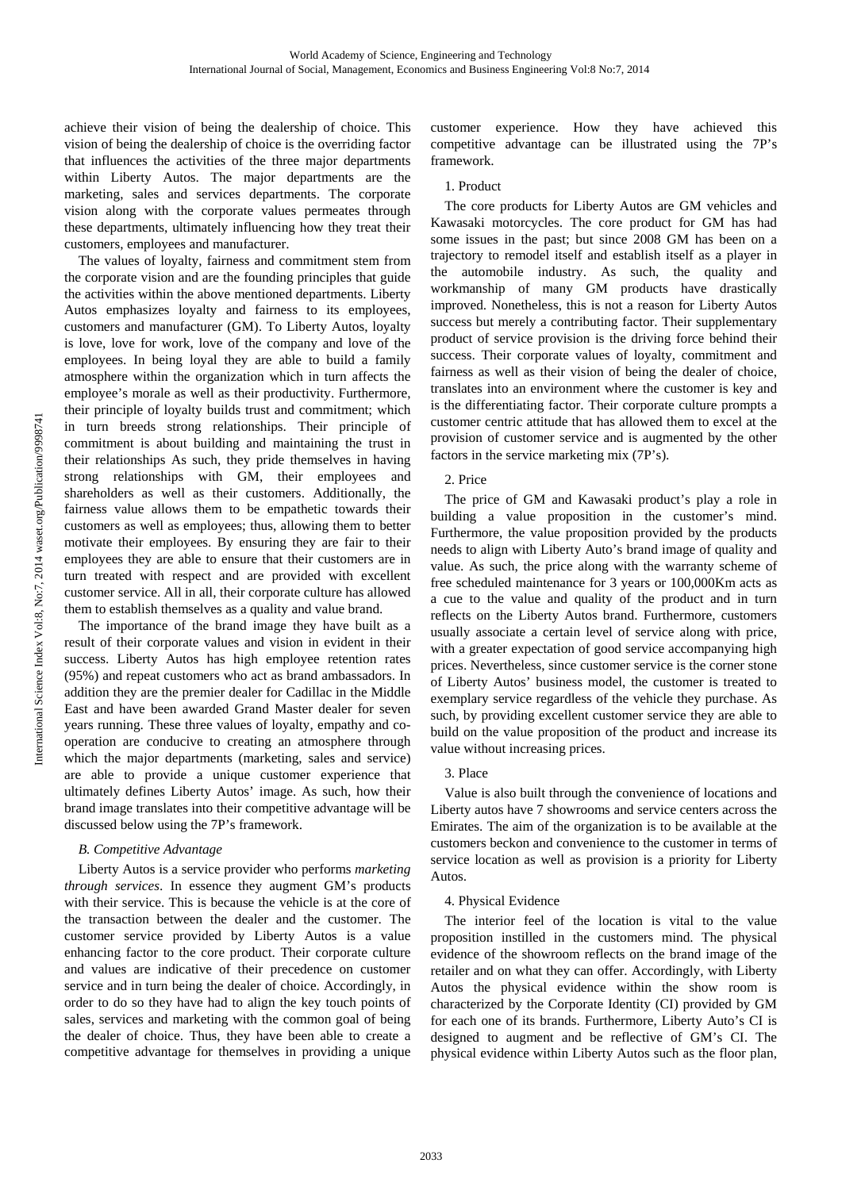achieve their vision of being the dealership of choice. This vision of being the dealership of choice is the overriding factor that influences the activities of the three major departments within Liberty Autos. The major departments are the marketing, sales and services departments. The corporate vision along with the corporate values permeates through these departments, ultimately influencing how they treat their customers, employees and manufacturer.

The values of loyalty, fairness and commitment stem from the corporate vision and are the founding principles that guide the activities within the above mentioned departments. Liberty Autos emphasizes loyalty and fairness to its employees, customers and manufacturer (GM). To Liberty Autos, loyalty is love, love for work, love of the company and love of the employees. In being loyal they are able to build a family atmosphere within the organization which in turn affects the employee's morale as well as their productivity. Furthermore, their principle of loyalty builds trust and commitment; which in turn breeds strong relationships. Their principle of commitment is about building and maintaining the trust in their relationships As such, they pride themselves in having strong relationships with GM, their employees and shareholders as well as their customers. Additionally, the fairness value allows them to be empathetic towards their customers as well as employees; thus, allowing them to better motivate their employees. By ensuring they are fair to their employees they are able to ensure that their customers are in turn treated with respect and are provided with excellent customer service. All in all, their corporate culture has allowed them to establish themselves as a quality and value brand.

The importance of the brand image they have built as a result of their corporate values and vision in evident in their success. Liberty Autos has high employee retention rates (95%) and repeat customers who act as brand ambassadors. In addition they are the premier dealer for Cadillac in the Middle East and have been awarded Grand Master dealer for seven years running. These three values of loyalty, empathy and co-operation are conducive to creating an atmosphere through which the major departments (marketing, sales and service) are able to provide a unique customer experience that ultimately defines Liberty Autos' image. As such, how their brand image translates into their competitive advantage will be discussed below using the 7P's framework.

### *B. Competitive Advantage*

Liberty Autos is a service provider who performs *marketing through services*. In essence they augment GM's products with their service. This is because the vehicle is at the core of the transaction between the dealer and the customer. The customer service provided by Liberty Autos is a value enhancing factor to the core product. Their corporate culture and values are indicative of their precedence on customer service and in turn being the dealer of choice. Accordingly, in order to do so they have had to align the key touch points of sales, services and marketing with the common goal of being the dealer of choice. Thus, they have been able to create a competitive advantage for themselves in providing a unique customer experience. How they have achieved this competitive advantage can be illustrated using the 7P's framework.

#### 1. Product

The core products for Liberty Autos are GM vehicles and Kawasaki motorcycles. The core product for GM has had some issues in the past; but since 2008 GM has been on a trajectory to remodel itself and establish itself as a player in the automobile industry. As such, the quality and workmanship of many GM products have drastically improved. Nonetheless, this is not a reason for Liberty Autos success but merely a contributing factor. Their supplementary product of service provision is the driving force behind their success. Their corporate values of loyalty, commitment and fairness as well as their vision of being the dealer of choice, translates into an environment where the customer is key and is the differentiating factor. Their corporate culture prompts a customer centric attitude that has allowed them to excel at the provision of customer service and is augmented by the other factors in the service marketing mix (7P's).

#### 2. Price

The price of GM and Kawasaki product's play a role in building a value proposition in the customer's mind. Furthermore, the value proposition provided by the products needs to align with Liberty Auto's brand image of quality and value. As such, the price along with the warranty scheme of free scheduled maintenance for 3 years or 100,000Km acts as a cue to the value and quality of the product and in turn reflects on the Liberty Autos brand. Furthermore, customers usually associate a certain level of service along with price, with a greater expectation of good service accompanying high prices. Nevertheless, since customer service is the corner stone of Liberty Autos' business model, the customer is treated to exemplary service regardless of the vehicle they purchase. As such, by providing excellent customer service they are able to build on the value proposition of the product and increase its value without increasing prices.

#### 3. Place

Value is also built through the convenience of locations and Liberty autos have 7 showrooms and service centers across the Emirates. The aim of the organization is to be available at the customers beckon and convenience to the customer in terms of service location as well as provision is a priority for Liberty Autos.

#### 4. Physical Evidence

The interior feel of the location is vital to the value proposition instilled in the customers mind. The physical evidence of the showroom reflects on the brand image of the retailer and on what they can offer. Accordingly, with Liberty Autos the physical evidence within the show room is characterized by the Corporate Identity (CI) provided by GM for each one of its brands. Furthermore, Liberty Auto's CI is designed to augment and be reflective of GM's CI. The physical evidence within Liberty Autos such as the floor plan,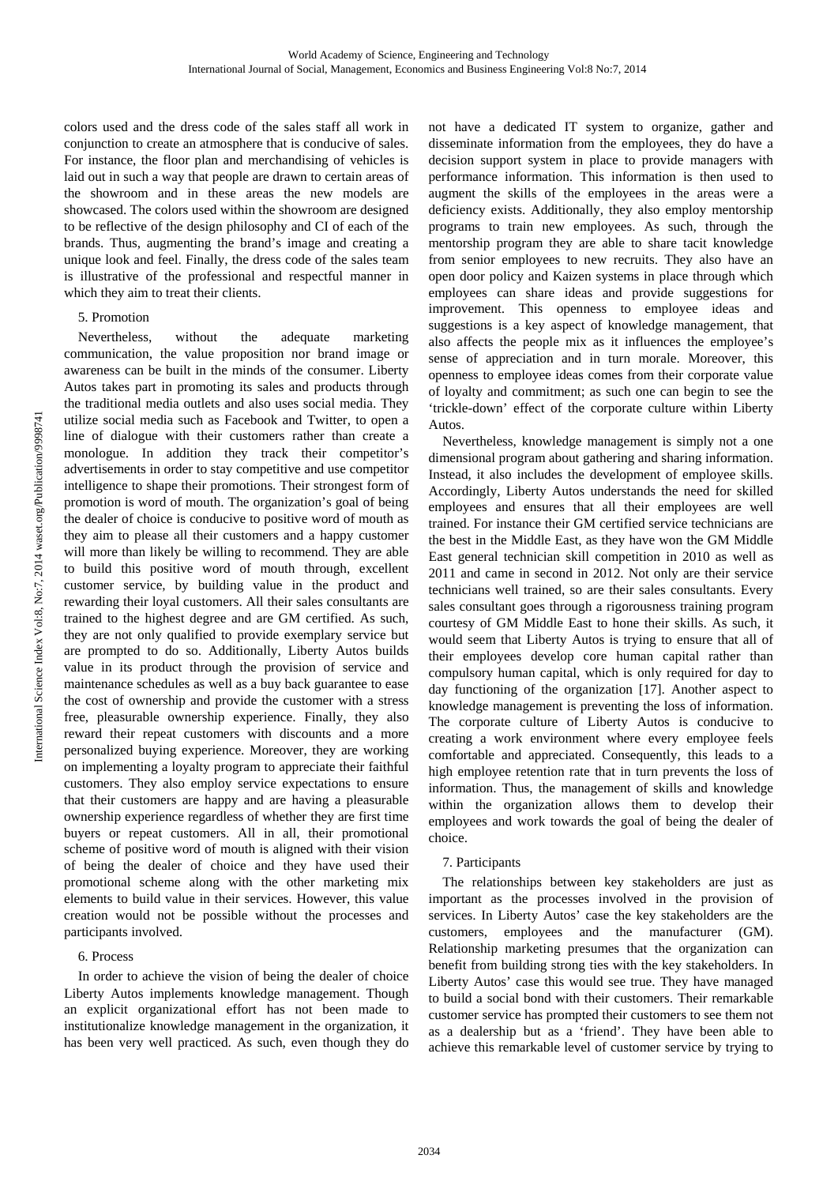colors used and the dress code of the sales staff all work in conjunction to create an atmosphere that is conducive of sales. For instance, the floor plan and merchandising of vehicles is laid out in such a way that people are drawn to certain areas of the showroom and in these areas the new models are showcased. The colors used within the showroom are designed to be reflective of the design philosophy and CI of each of the brands. Thus, augmenting the brand's image and creating a unique look and feel. Finally, the dress code of the sales team is illustrative of the professional and respectful manner in which they aim to treat their clients.

5. Promotion

Nevertheless, without the adequate marketing communication, the value proposition nor brand image or awareness can be built in the minds of the consumer. Liberty Autos takes part in promoting its sales and products through the traditional media outlets and also uses social media. They utilize social media such as Facebook and Twitter, to open a line of dialogue with their customers rather than create a monologue. In addition they track their competitor's advertisements in order to stay competitive and use competitor intelligence to shape their promotions. Their strongest form of promotion is word of mouth. The organization's goal of being the dealer of choice is conducive to positive word of mouth as they aim to please all their customers and a happy customer will more than likely be willing to recommend. They are able to build this positive word of mouth through, excellent customer service, by building value in the product and rewarding their loyal customers. All their sales consultants are trained to the highest degree and are GM certified. As such, they are not only qualified to provide exemplary service but are prompted to do so. Additionally, Liberty Autos builds value in its product through the provision of service and maintenance schedules as well as a buy back guarantee to ease the cost of ownership and provide the customer with a stress free, pleasurable ownership experience. Finally, they also reward their repeat customers with discounts and a more personalized buying experience. Moreover, they are working on implementing a loyalty program to appreciate their faithful customers. They also employ service expectations to ensure that their customers are happy and are having a pleasurable ownership experience regardless of whether they are first time buyers or repeat customers. All in all, their promotional scheme of positive word of mouth is aligned with their vision of being the dealer of choice and they have used their promotional scheme along with the other marketing mix elements to build value in their services. However, this value creation would not be possible without the processes and participants involved.

6. Process

In order to achieve the vision of being the dealer of choice Liberty Autos implements knowledge management. Though an explicit organizational effort has not been made to institutionalize knowledge management in the organization, it has been very well practiced. As such, even though they do not have a dedicated IT system to organize, gather and disseminate information from the employees, they do have a decision support system in place to provide managers with performance information. This information is then used to augment the skills of the employees in the areas were a deficiency exists. Additionally, they also employ mentorship programs to train new employees. As such, through the mentorship program they are able to share tacit knowledge from senior employees to new recruits. They also have an open door policy and Kaizen systems in place through which employees can share ideas and provide suggestions for improvement. This openness to employee ideas and suggestions is a key aspect of knowledge management, that also affects the people mix as it influences the employee's sense of appreciation and in turn morale. Moreover, this openness to employee ideas comes from their corporate value of loyalty and commitment; as such one can begin to see the 'trickle-down' effect of the corporate culture within Liberty Autos.

Nevertheless, knowledge management is simply not a one dimensional program about gathering and sharing information. Instead, it also includes the development of employee skills. Accordingly, Liberty Autos understands the need for skilled employees and ensures that all their employees are well trained. For instance their GM certified service technicians are the best in the Middle East, as they have won the GM Middle East general technician skill competition in 2010 as well as 2011 and came in second in 2012. Not only are their service technicians well trained, so are their sales consultants. Every sales consultant goes through a rigorousness training program courtesy of GM Middle East to hone their skills. As such, it would seem that Liberty Autos is trying to ensure that all of their employees develop core human capital rather than compulsory human capital, which is only required for day to day functioning of the organization [17]. Another aspect to knowledge management is preventing the loss of information. The corporate culture of Liberty Autos is conducive to creating a work environment where every employee feels comfortable and appreciated. Consequently, this leads to a high employee retention rate that in turn prevents the loss of information. Thus, the management of skills and knowledge within the organization allows them to develop their employees and work towards the goal of being the dealer of choice.

7. Participants

The relationships between key stakeholders are just as important as the processes involved in the provision of services. In Liberty Autos' case the key stakeholders are the customers, employees and the manufacturer (GM). Relationship marketing presumes that the organization can benefit from building strong ties with the key stakeholders. In Liberty Autos' case this would see true. They have managed to build a social bond with their customers. Their remarkable customer service has prompted their customers to see them not as a dealership but as a 'friend'. They have been able to achieve this remarkable level of customer service by trying to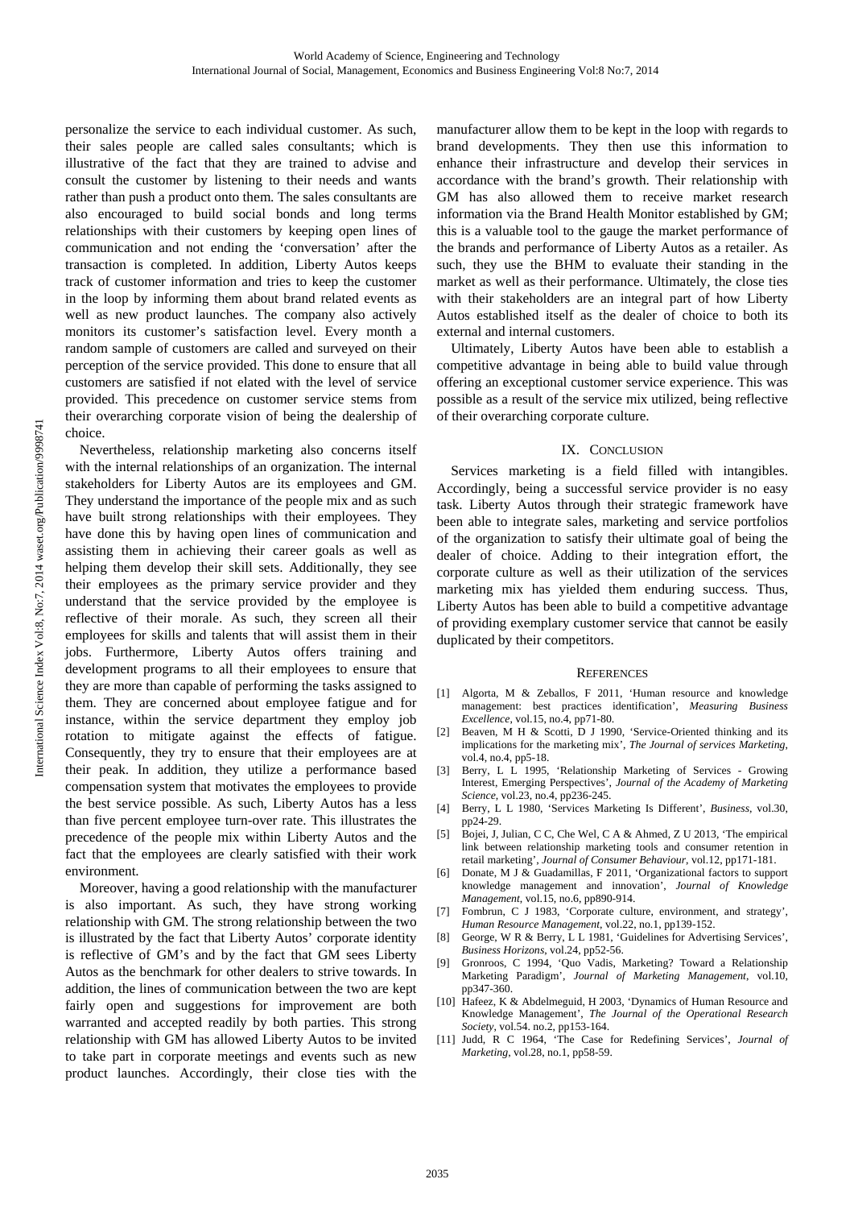personalize the service to each individual customer. As such, their sales people are called sales consultants; which is illustrative of the fact that they are trained to advise and consult the customer by listening to their needs and wants rather than push a product onto them. The sales consultants are also encouraged to build social bonds and long terms relationships with their customers by keeping open lines of communication and not ending the 'conversation' after the transaction is completed. In addition, Liberty Autos keeps track of customer information and tries to keep the customer in the loop by informing them about brand related events as well as new product launches. The company also actively monitors its customer's satisfaction level. Every month a random sample of customers are called and surveyed on their perception of the service provided. This done to ensure that all customers are satisfied if not elated with the level of service provided. This precedence on customer service stems from their overarching corporate vision of being the dealership of choice.

Nevertheless, relationship marketing also concerns itself with the internal relationships of an organization. The internal stakeholders for Liberty Autos are its employees and GM. They understand the importance of the people mix and as such have built strong relationships with their employees. They have done this by having open lines of communication and assisting them in achieving their career goals as well as helping them develop their skill sets. Additionally, they see their employees as the primary service provider and they understand that the service provided by the employee is reflective of their morale. As such, they screen all their employees for skills and talents that will assist them in their jobs. Furthermore, Liberty Autos offers training and development programs to all their employees to ensure that they are more than capable of performing the tasks assigned to them. They are concerned about employee fatigue and for instance, within the service department they employ job rotation to mitigate against the effects of fatigue. Consequently, they try to ensure that their employees are at their peak. In addition, they utilize a performance based compensation system that motivates the employees to provide the best service possible. As such, Liberty Autos has a less than five percent employee turn-over rate. This illustrates the precedence of the people mix within Liberty Autos and the fact that the employees are clearly satisfied with their work environment.

Moreover, having a good relationship with the manufacturer is also important. As such, they have strong working relationship with GM. The strong relationship between the two is illustrated by the fact that Liberty Autos' corporate identity is reflective of GM's and by the fact that GM sees Liberty Autos as the benchmark for other dealers to strive towards. In addition, the lines of communication between the two are kept fairly open and suggestions for improvement are both warranted and accepted readily by both parties. This strong relationship with GM has allowed Liberty Autos to be invited to take part in corporate meetings and events such as new product launches. Accordingly, their close ties with the manufacturer allow them to be kept in the loop with regards to brand developments. They then use this information to enhance their infrastructure and develop their services in accordance with the brand's growth. Their relationship with GM has also allowed them to receive market research information via the Brand Health Monitor established by GM; this is a valuable tool to the gauge the market performance of the brands and performance of Liberty Autos as a retailer. As such, they use the BHM to evaluate their standing in the market as well as their performance. Ultimately, the close ties with their stakeholders are an integral part of how Liberty Autos established itself as the dealer of choice to both its external and internal customers.

Ultimately, Liberty Autos have been able to establish a competitive advantage in being able to build value through offering an exceptional customer service experience. This was possible as a result of the service mix utilized, being reflective of their overarching corporate culture.

## IX. Conclusion

Services marketing is a field filled with intangibles. Accordingly, being a successful service provider is no easy task. Liberty Autos through their strategic framework have been able to integrate sales, marketing and service portfolios of the organization to satisfy their ultimate goal of being the dealer of choice. Adding to their integration effort, the corporate culture as well as their utilization of the services marketing mix has yielded them enduring success. Thus, Liberty Autos has been able to build a competitive advantage of providing exemplary customer service that cannot be easily duplicated by their competitors.

## References

[1] Algorta, M & Zeballos, F 2011, 'Human resource and knowledge management: best practices identification', *Measuring Business Excellence*, vol.15, no.4, pp71-80.

[2] Beaven, M H & Scotti, D J 1990, 'Service-Oriented thinking and its implications for the marketing mix', *The Journal of services Marketing*, vol.4, no.4, pp5-18.

[3] Berry, L L 1995, 'Relationship Marketing of Services - Growing Interest, Emerging Perspectives', *Journal of the Academy of Marketing Science*, vol.23, no.4, pp236-245.

[4] Berry, L L 1980, 'Services Marketing Is Different', *Business*, vol.30, pp24-29.

[5] Bojei, J, Julian, C C, Che Wel, C A & Ahmed, Z U 2013, 'The empirical link between relationship marketing tools and consumer retention in retail marketing', *Journal of Consumer Behaviour*, vol.12, pp171-181.

[6] Donate, M J & Guadamillas, F 2011, 'Organizational factors to support knowledge management and innovation', *Journal of Knowledge Management*, vol.15, no.6, pp890-914.

[7] Fombrun, C J 1983, 'Corporate culture, environment, and strategy', *Human Resource Management*, vol.22, no.1, pp139-152.

[8] George, W R & Berry, L L 1981, 'Guidelines for Advertising Services', *Business Horizons*, vol.24, pp52-56.

[9] Gronroos, C 1994, 'Quo Vadis, Marketing? Toward a Relationship Marketing Paradigm', *Journal of Marketing Management*, vol.10, pp347-360.

[10] Hafeez, K & Abdelmeguid, H 2003, 'Dynamics of Human Resource and Knowledge Management', *The Journal of the Operational Research Society*, vol.54. no.2, pp153-164.

[11] Judd, R C 1964, 'The Case for Redefining Services', *Journal of Marketing*, vol.28, no.1, pp58-59.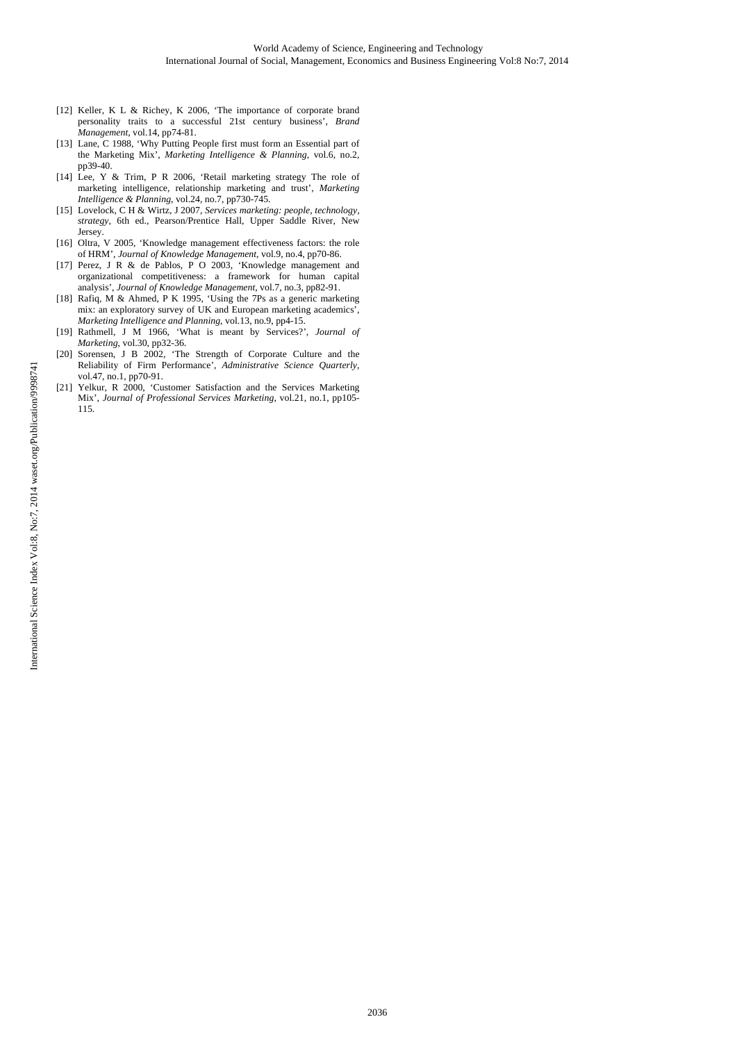[12] Keller, K L & Richey, K 2006, 'The importance of corporate brand personality traits to a successful 21st century business', *Brand Management*, vol.14, pp74-81.

[13] Lane, C 1988, 'Why Putting People first must form an Essential part of the Marketing Mix', *Marketing Intelligence & Planning*, vol.6, no.2, pp39-40.

[14] Lee, Y & Trim, P R 2006, 'Retail marketing strategy The role of marketing intelligence, relationship marketing and trust', *Marketing Intelligence & Planning*, vol.24, no.7, pp730-745.

[15] Lovelock, C H & Wirtz, J 2007, *Services marketing: people, technology, strategy*, 6th ed., Pearson/Prentice Hall, Upper Saddle River, New Jersey.

[16] Oltra, V 2005, 'Knowledge management effectiveness factors: the role of HRM', *Journal of Knowledge Management*, vol.9, no.4, pp70-86.

[17] Perez, J R & de Pablos, P O 2003, 'Knowledge management and organizational competitiveness: a framework for human capital analysis', *Journal of Knowledge Management*, vol.7, no.3, pp82-91.

[18] Rafiq, M & Ahmed, P K 1995, 'Using the 7Ps as a generic marketing mix: an exploratory survey of UK and European marketing academics', *Marketing Intelligence and Planning*, vol.13, no.9, pp4-15.

[19] Rathmell, J M 1966, 'What is meant by Services?', *Journal of Marketing*, vol.30, pp32-36.

[20] Sorensen, J B 2002, 'The Strength of Corporate Culture and the Reliability of Firm Performance', *Administrative Science Quarterly*, vol.47, no.1, pp70-91.

[21] Yelkur, R 2000, 'Customer Satisfaction and the Services Marketing Mix', *Journal of Professional Services Marketing*, vol.21, no.1, pp105-115.